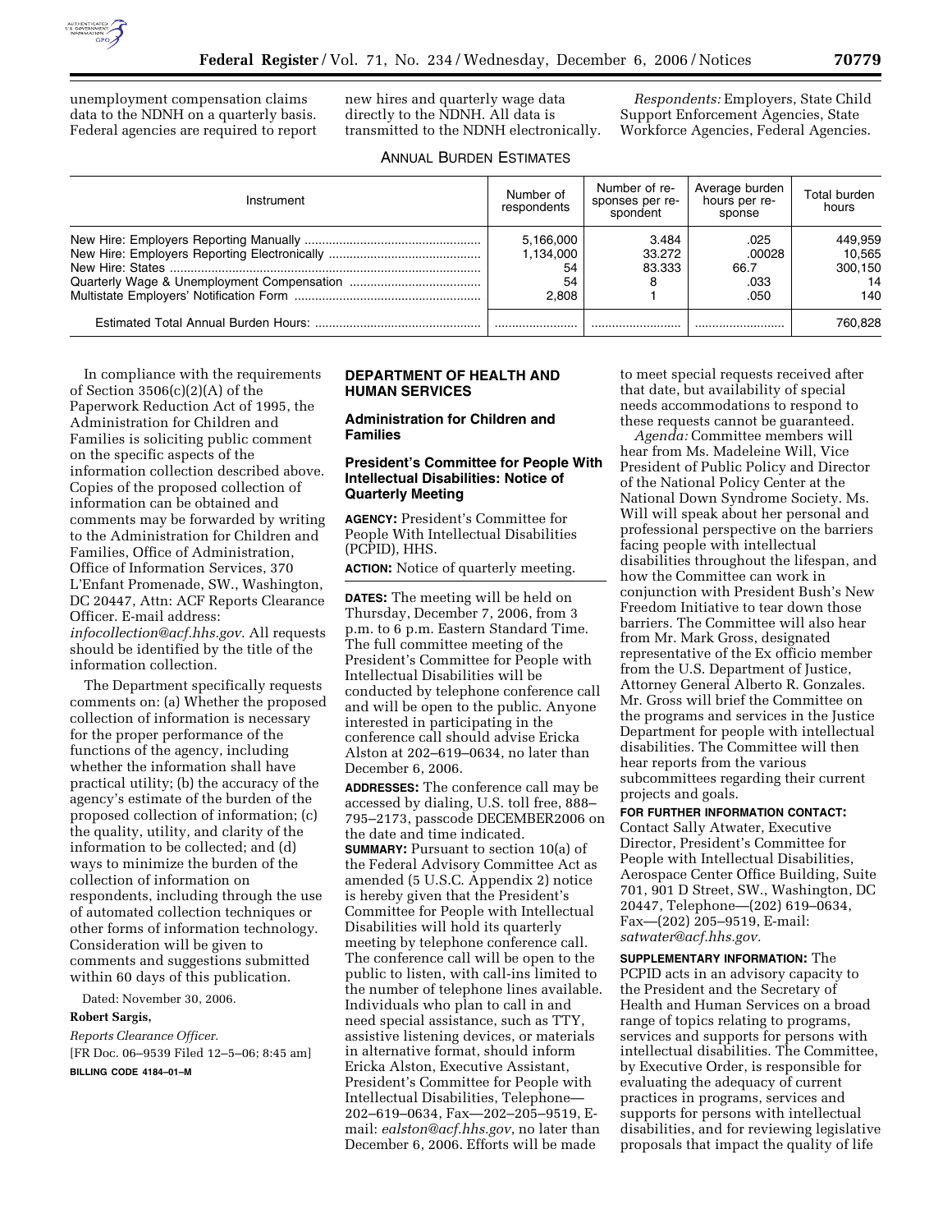unemployment compensation claims data to the NDNH on a quarterly basis. Federal agencies are required to report new hires and quarterly wage data directly to the NDNH. All data is transmitted to the NDNH electronically.

*Respondents:* Employers, State Child Support Enforcement Agencies, State Workforce Agencies, Federal Agencies.

ANNUAL BURDEN ESTIMATES

| Instrument | Number of respondents | Number of responses per respondent | Average burden hours per response | Total burden hours |
|---|---|---|---|---|
| New Hire: Employers Reporting Manually | 5,166,000 | 3.484 | .025 | 449,959 |
| New Hire: Employers Reporting Electronically | 1,134,000 | 33.272 | .00028 | 10,565 |
| New Hire: States | 54 | 83.333 | 66.7 | 300,150 |
| Quarterly Wage & Unemployment Compensation | 54 | 8 | .033 | 14 |
| Multistate Employers' Notification Form | 2,808 | 1 | .050 | 140 |
| Estimated Total Annual Burden Hours: | | | | 760,828 |

In compliance with the requirements of Section 3506(c)(2)(A) of the Paperwork Reduction Act of 1995, the Administration for Children and Families is soliciting public comment on the specific aspects of the information collection described above. Copies of the proposed collection of information can be obtained and comments may be forwarded by writing to the Administration for Children and Families, Office of Administration, Office of Information Services, 370 L'Enfant Promenade, SW., Washington, DC 20447, Attn: ACF Reports Clearance Officer. E-mail address: *infocollection@acf.hhs.gov.* All requests should be identified by the title of the information collection.

The Department specifically requests comments on: (a) Whether the proposed collection of information is necessary for the proper performance of the functions of the agency, including whether the information shall have practical utility; (b) the accuracy of the agency's estimate of the burden of the proposed collection of information; (c) the quality, utility, and clarity of the information to be collected; and (d) ways to minimize the burden of the collection of information on respondents, including through the use of automated collection techniques or other forms of information technology. Consideration will be given to comments and suggestions submitted within 60 days of this publication.

Dated: November 30, 2006.

**Robert Sargis,**

*Reports Clearance Officer.*

[FR Doc. 06–9539 Filed 12–5–06; 8:45 am]

**BILLING CODE 4184–01–M**

## DEPARTMENT OF HEALTH AND HUMAN SERVICES

### Administration for Children and Families

### President's Committee for People With Intellectual Disabilities: Notice of Quarterly Meeting

**AGENCY:** President's Committee for People With Intellectual Disabilities (PCPID), HHS.

**ACTION:** Notice of quarterly meeting.

**DATES:** The meeting will be held on Thursday, December 7, 2006, from 3 p.m. to 6 p.m. Eastern Standard Time. The full committee meeting of the President's Committee for People with Intellectual Disabilities will be conducted by telephone conference call and will be open to the public. Anyone interested in participating in the conference call should advise Ericka Alston at 202–619–0634, no later than December 6, 2006.

**ADDRESSES:** The conference call may be accessed by dialing, U.S. toll free, 888–795–2173, passcode DECEMBER2006 on the date and time indicated.

**SUMMARY:** Pursuant to section 10(a) of the Federal Advisory Committee Act as amended (5 U.S.C. Appendix 2) notice is hereby given that the President's Committee for People with Intellectual Disabilities will hold its quarterly meeting by telephone conference call. The conference call will be open to the public to listen, with call-ins limited to the number of telephone lines available. Individuals who plan to call in and need special assistance, such as TTY, assistive listening devices, or materials in alternative format, should inform Ericka Alston, Executive Assistant, President's Committee for People with Intellectual Disabilities, Telephone—202–619–0634, Fax—202–205–9519, E-mail: *ealston@acf.hhs.gov*, no later than December 6, 2006. Efforts will be made to meet special requests received after that date, but availability of special needs accommodations to respond to these requests cannot be guaranteed.

*Agenda:* Committee members will hear from Ms. Madeleine Will, Vice President of Public Policy and Director of the National Policy Center at the National Down Syndrome Society. Ms. Will will speak about her personal and professional perspective on the barriers facing people with intellectual disabilities throughout the lifespan, and how the Committee can work in conjunction with President Bush's New Freedom Initiative to tear down those barriers. The Committee will also hear from Mr. Mark Gross, designated representative of the Ex officio member from the U.S. Department of Justice, Attorney General Alberto R. Gonzales. Mr. Gross will brief the Committee on the programs and services in the Justice Department for people with intellectual disabilities. The Committee will then hear reports from the various subcommittees regarding their current projects and goals.

**FOR FURTHER INFORMATION CONTACT:** Contact Sally Atwater, Executive Director, President's Committee for People with Intellectual Disabilities, Aerospace Center Office Building, Suite 701, 901 D Street, SW., Washington, DC 20447, Telephone—(202) 619–0634, Fax—(202) 205–9519, E-mail: *satwater@acf.hhs.gov.*

**SUPPLEMENTARY INFORMATION:** The PCPID acts in an advisory capacity to the President and the Secretary of Health and Human Services on a broad range of topics relating to programs, services and supports for persons with intellectual disabilities. The Committee, by Executive Order, is responsible for evaluating the adequacy of current practices in programs, services and supports for persons with intellectual disabilities, and for reviewing legislative proposals that impact the quality of life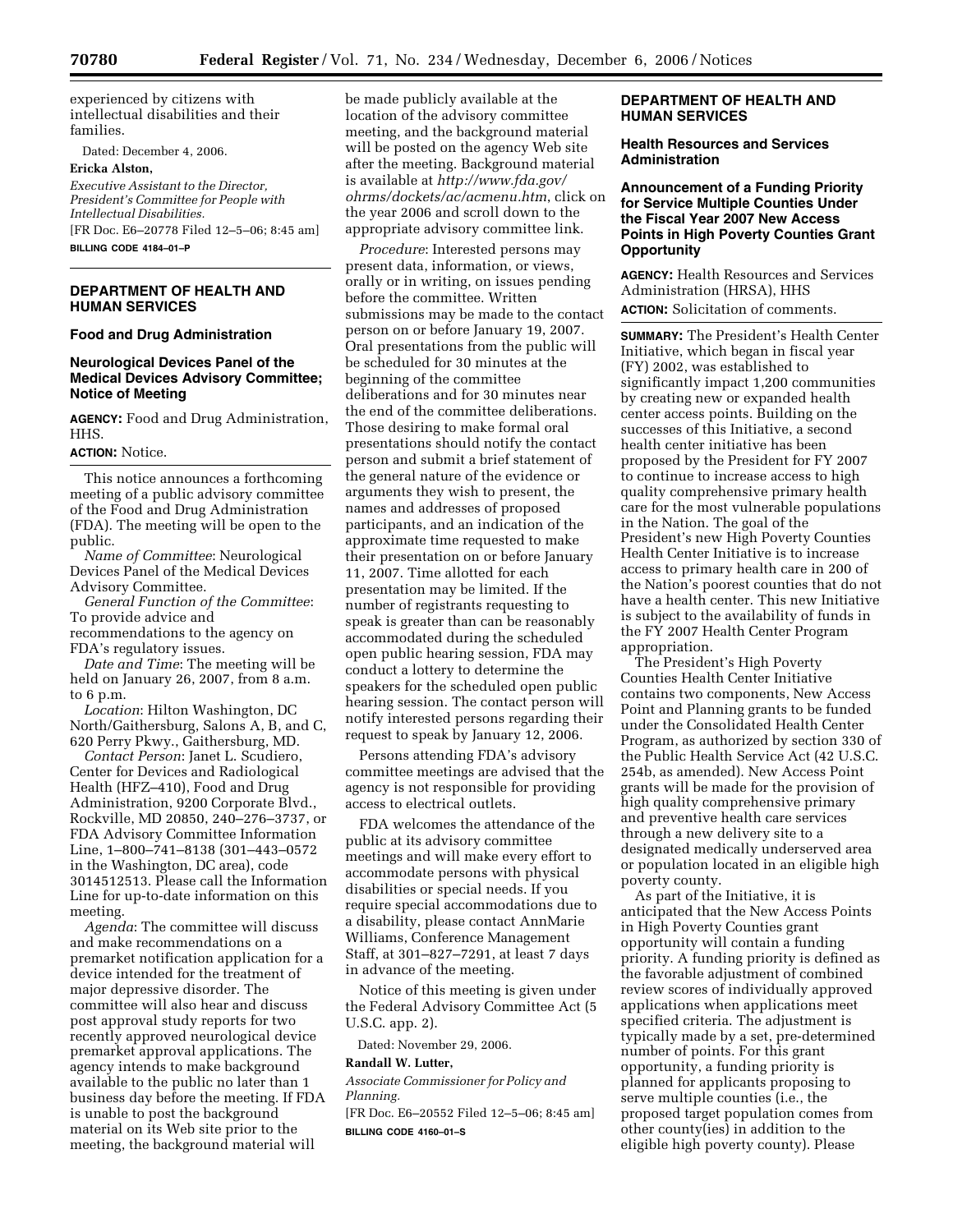experienced by citizens with intellectual disabilities and their families.

Dated: December 4, 2006.

**Ericka Alston,**

*Executive Assistant to the Director, President's Committee for People with Intellectual Disabilities.*

[FR Doc. E6–20778 Filed 12–5–06; 8:45 am]

**BILLING CODE 4184–01–P**

---

## DEPARTMENT OF HEALTH AND HUMAN SERVICES

### Food and Drug Administration

### Neurological Devices Panel of the Medical Devices Advisory Committee; Notice of Meeting

**AGENCY:** Food and Drug Administration, HHS.

**ACTION:** Notice.

This notice announces a forthcoming meeting of a public advisory committee of the Food and Drug Administration (FDA). The meeting will be open to the public.

*Name of Committee*: Neurological Devices Panel of the Medical Devices Advisory Committee.

*General Function of the Committee*: To provide advice and recommendations to the agency on FDA's regulatory issues.

*Date and Time*: The meeting will be held on January 26, 2007, from 8 a.m. to 6 p.m.

*Location*: Hilton Washington, DC North/Gaithersburg, Salons A, B, and C, 620 Perry Pkwy., Gaithersburg, MD.

*Contact Person*: Janet L. Scudiero, Center for Devices and Radiological Health (HFZ–410), Food and Drug Administration, 9200 Corporate Blvd., Rockville, MD 20850, 240–276–3737, or FDA Advisory Committee Information Line, 1–800–741–8138 (301–443–0572 in the Washington, DC area), code 3014512513. Please call the Information Line for up-to-date information on this meeting.

*Agenda*: The committee will discuss and make recommendations on a premarket notification application for a device intended for the treatment of major depressive disorder. The committee will also hear and discuss post approval study reports for two recently approved neurological device premarket approval applications. The agency intends to make background available to the public no later than 1 business day before the meeting. If FDA is unable to post the background material on its Web site prior to the meeting, the background material will be made publicly available at the location of the advisory committee meeting, and the background material will be posted on the agency Web site after the meeting. Background material is available at *http://www.fda.gov/ohrms/dockets/ac/acmenu.htm*, click on the year 2006 and scroll down to the appropriate advisory committee link.

*Procedure*: Interested persons may present data, information, or views, orally or in writing, on issues pending before the committee. Written submissions may be made to the contact person on or before January 19, 2007. Oral presentations from the public will be scheduled for 30 minutes at the beginning of the committee deliberations and for 30 minutes near the end of the committee deliberations. Those desiring to make formal oral presentations should notify the contact person and submit a brief statement of the general nature of the evidence or arguments they wish to present, the names and addresses of proposed participants, and an indication of the approximate time requested to make their presentation on or before January 11, 2007. Time allotted for each presentation may be limited. If the number of registrants requesting to speak is greater than can be reasonably accommodated during the scheduled open public hearing session, FDA may conduct a lottery to determine the speakers for the scheduled open public hearing session. The contact person will notify interested persons regarding their request to speak by January 12, 2006.

Persons attending FDA's advisory committee meetings are advised that the agency is not responsible for providing access to electrical outlets.

FDA welcomes the attendance of the public at its advisory committee meetings and will make every effort to accommodate persons with physical disabilities or special needs. If you require special accommodations due to a disability, please contact AnnMarie Williams, Conference Management Staff, at 301–827–7291, at least 7 days in advance of the meeting.

Notice of this meeting is given under the Federal Advisory Committee Act (5 U.S.C. app. 2).

Dated: November 29, 2006.

**Randall W. Lutter,**

*Associate Commissioner for Policy and Planning.*

[FR Doc. E6–20552 Filed 12–5–06; 8:45 am]

**BILLING CODE 4160–01–S**

---

## DEPARTMENT OF HEALTH AND HUMAN SERVICES

### Health Resources and Services Administration

### Announcement of a Funding Priority for Service Multiple Counties Under the Fiscal Year 2007 New Access Points in High Poverty Counties Grant Opportunity

**AGENCY:** Health Resources and Services Administration (HRSA), HHS

**ACTION:** Solicitation of comments.

**SUMMARY:** The President's Health Center Initiative, which began in fiscal year (FY) 2002, was established to significantly impact 1,200 communities by creating new or expanded health center access points. Building on the successes of this Initiative, a second health center initiative has been proposed by the President for FY 2007 to continue to increase access to high quality comprehensive primary health care for the most vulnerable populations in the Nation. The goal of the President's new High Poverty Counties Health Center Initiative is to increase access to primary health care in 200 of the Nation's poorest counties that do not have a health center. This new Initiative is subject to the availability of funds in the FY 2007 Health Center Program appropriation.

The President's High Poverty Counties Health Center Initiative contains two components, New Access Point and Planning grants to be funded under the Consolidated Health Center Program, as authorized by section 330 of the Public Health Service Act (42 U.S.C. 254b, as amended). New Access Point grants will be made for the provision of high quality comprehensive primary and preventive health care services through a new delivery site to a designated medically underserved area or population located in an eligible high poverty county.

As part of the Initiative, it is anticipated that the New Access Points in High Poverty Counties grant opportunity will contain a funding priority. A funding priority is defined as the favorable adjustment of combined review scores of individually approved applications when applications meet specified criteria. The adjustment is typically made by a set, pre-determined number of points. For this grant opportunity, a funding priority is planned for applicants proposing to serve multiple counties (i.e., the proposed target population comes from other county(ies) in addition to the eligible high poverty county). Please